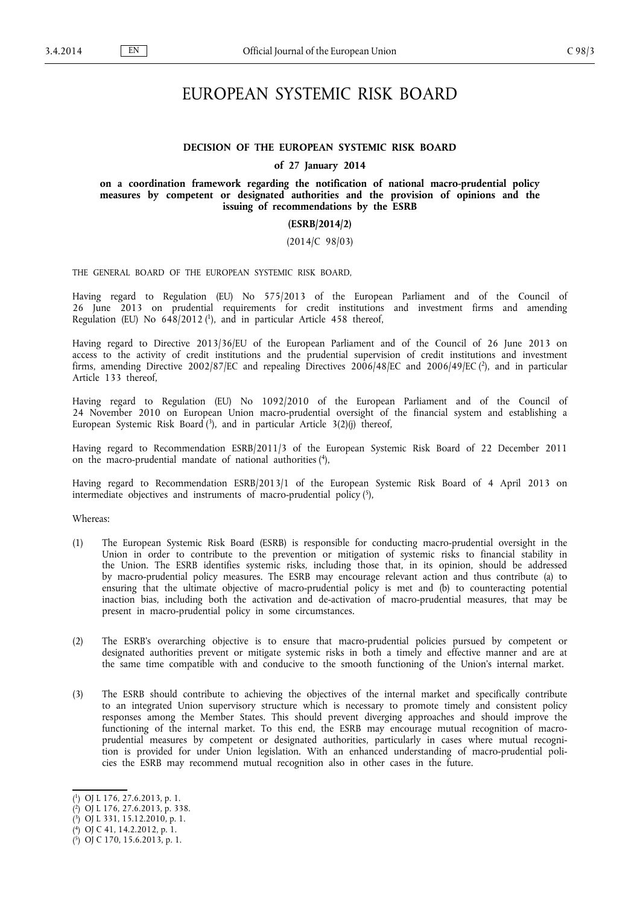# EUROPEAN SYSTEMIC RISK BOARD

**DECISION OF THE EUROPEAN SYSTEMIC RISK BOARD**

**of 27 January 2014**

**on a coordination framework regarding the notification of national macro-prudential policy measures by competent or designated authorities and the provision of opinions and the issuing of recommendations by the ESRB**

**(ESRB/2014/2)**

(2014/C 98/03)

THE GENERAL BOARD OF THE EUROPEAN SYSTEMIC RISK BOARD,

Having regard to Regulation (EU) No 575/2013 of the European Parliament and of the Council of 26 June 2013 on prudential requirements for credit institutions and investment firms and amending Regulation (EU) No 648/2012 ([1]), and in particular Article 458 thereof,

Having regard to Directive 2013/36/EU of the European Parliament and of the Council of 26 June 2013 on access to the activity of credit institutions and the prudential supervision of credit institutions and investment firms, amending Directive 2002/87/EC and repealing Directives 2006/48/EC and 2006/49/EC ([2]), and in particular Article 133 thereof,

Having regard to Regulation (EU) No 1092/2010 of the European Parliament and of the Council of 24 November 2010 on European Union macro-prudential oversight of the financial system and establishing a European Systemic Risk Board ([3]), and in particular Article 3(2)(j) thereof,

Having regard to Recommendation ESRB/2011/3 of the European Systemic Risk Board of 22 December 2011 on the macro-prudential mandate of national authorities ([4]),

Having regard to Recommendation ESRB/2013/1 of the European Systemic Risk Board of 4 April 2013 on intermediate objectives and instruments of macro-prudential policy ([5]),

Whereas:

(1) The European Systemic Risk Board (ESRB) is responsible for conducting macro-prudential oversight in the Union in order to contribute to the prevention or mitigation of systemic risks to financial stability in the Union. The ESRB identifies systemic risks, including those that, in its opinion, should be addressed by macro-prudential policy measures. The ESRB may encourage relevant action and thus contribute (a) to ensuring that the ultimate objective of macro-prudential policy is met and (b) to counteracting potential inaction bias, including both the activation and de-activation of macro-prudential measures, that may be present in macro-prudential policy in some circumstances.

(2) The ESRB's overarching objective is to ensure that macro-prudential policies pursued by competent or designated authorities prevent or mitigate systemic risks in both a timely and effective manner and are at the same time compatible with and conducive to the smooth functioning of the Union's internal market.

(3) The ESRB should contribute to achieving the objectives of the internal market and specifically contribute to an integrated Union supervisory structure which is necessary to promote timely and consistent policy responses among the Member States. This should prevent diverging approaches and should improve the functioning of the internal market. To this end, the ESRB may encourage mutual recognition of macro-prudential measures by competent or designated authorities, particularly in cases where mutual recognition is provided for under Union legislation. With an enhanced understanding of macro-prudential policies the ESRB may recommend mutual recognition also in other cases in the future.

---

([1]) OJ L 176, 27.6.2013, p. 1.

([2]) OJ L 176, 27.6.2013, p. 338.

([3]) OJ L 331, 15.12.2010, p. 1.

([4]) OJ C 41, 14.2.2012, p. 1.

([5]) OJ C 170, 15.6.2013, p. 1.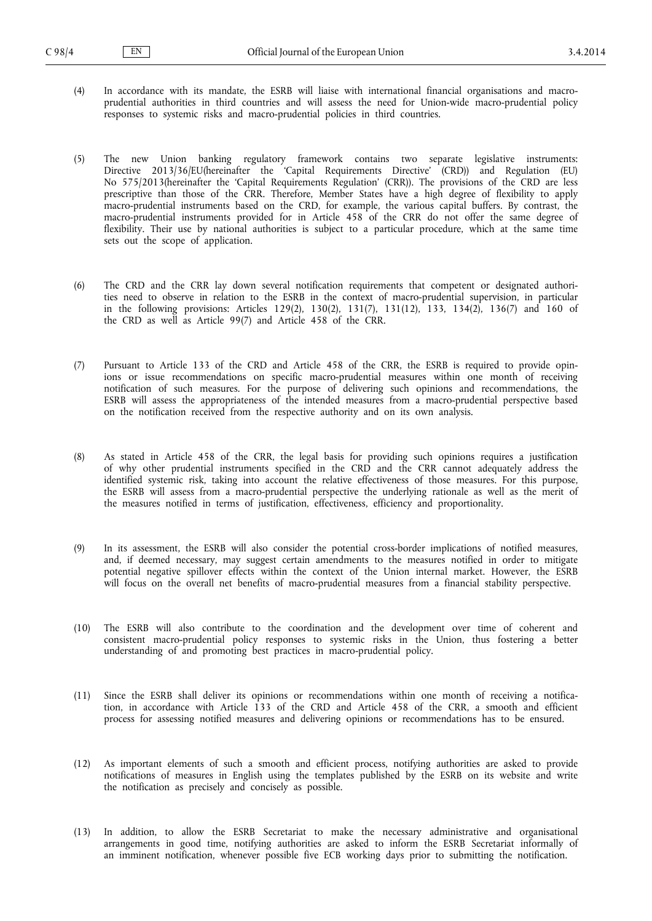(4) In accordance with its mandate, the ESRB will liaise with international financial organisations and macro-prudential authorities in third countries and will assess the need for Union-wide macro-prudential policy responses to systemic risks and macro-prudential policies in third countries.

(5) The new Union banking regulatory framework contains two separate legislative instruments: Directive 2013/36/EU(hereinafter the 'Capital Requirements Directive' (CRD)) and Regulation (EU) No 575/2013(hereinafter the 'Capital Requirements Regulation' (CRR)). The provisions of the CRD are less prescriptive than those of the CRR. Therefore, Member States have a high degree of flexibility to apply macro-prudential instruments based on the CRD, for example, the various capital buffers. By contrast, the macro-prudential instruments provided for in Article 458 of the CRR do not offer the same degree of flexibility. Their use by national authorities is subject to a particular procedure, which at the same time sets out the scope of application.

(6) The CRD and the CRR lay down several notification requirements that competent or designated authorities need to observe in relation to the ESRB in the context of macro-prudential supervision, in particular in the following provisions: Articles 129(2), 130(2), 131(7), 131(12), 133, 134(2), 136(7) and 160 of the CRD as well as Article 99(7) and Article 458 of the CRR.

(7) Pursuant to Article 133 of the CRD and Article 458 of the CRR, the ESRB is required to provide opinions or issue recommendations on specific macro-prudential measures within one month of receiving notification of such measures. For the purpose of delivering such opinions and recommendations, the ESRB will assess the appropriateness of the intended measures from a macro-prudential perspective based on the notification received from the respective authority and on its own analysis.

(8) As stated in Article 458 of the CRR, the legal basis for providing such opinions requires a justification of why other prudential instruments specified in the CRD and the CRR cannot adequately address the identified systemic risk, taking into account the relative effectiveness of those measures. For this purpose, the ESRB will assess from a macro-prudential perspective the underlying rationale as well as the merit of the measures notified in terms of justification, effectiveness, efficiency and proportionality.

(9) In its assessment, the ESRB will also consider the potential cross-border implications of notified measures, and, if deemed necessary, may suggest certain amendments to the measures notified in order to mitigate potential negative spillover effects within the context of the Union internal market. However, the ESRB will focus on the overall net benefits of macro-prudential measures from a financial stability perspective.

(10) The ESRB will also contribute to the coordination and the development over time of coherent and consistent macro-prudential policy responses to systemic risks in the Union, thus fostering a better understanding of and promoting best practices in macro-prudential policy.

(11) Since the ESRB shall deliver its opinions or recommendations within one month of receiving a notification, in accordance with Article 133 of the CRD and Article 458 of the CRR, a smooth and efficient process for assessing notified measures and delivering opinions or recommendations has to be ensured.

(12) As important elements of such a smooth and efficient process, notifying authorities are asked to provide notifications of measures in English using the templates published by the ESRB on its website and write the notification as precisely and concisely as possible.

(13) In addition, to allow the ESRB Secretariat to make the necessary administrative and organisational arrangements in good time, notifying authorities are asked to inform the ESRB Secretariat informally of an imminent notification, whenever possible five ECB working days prior to submitting the notification.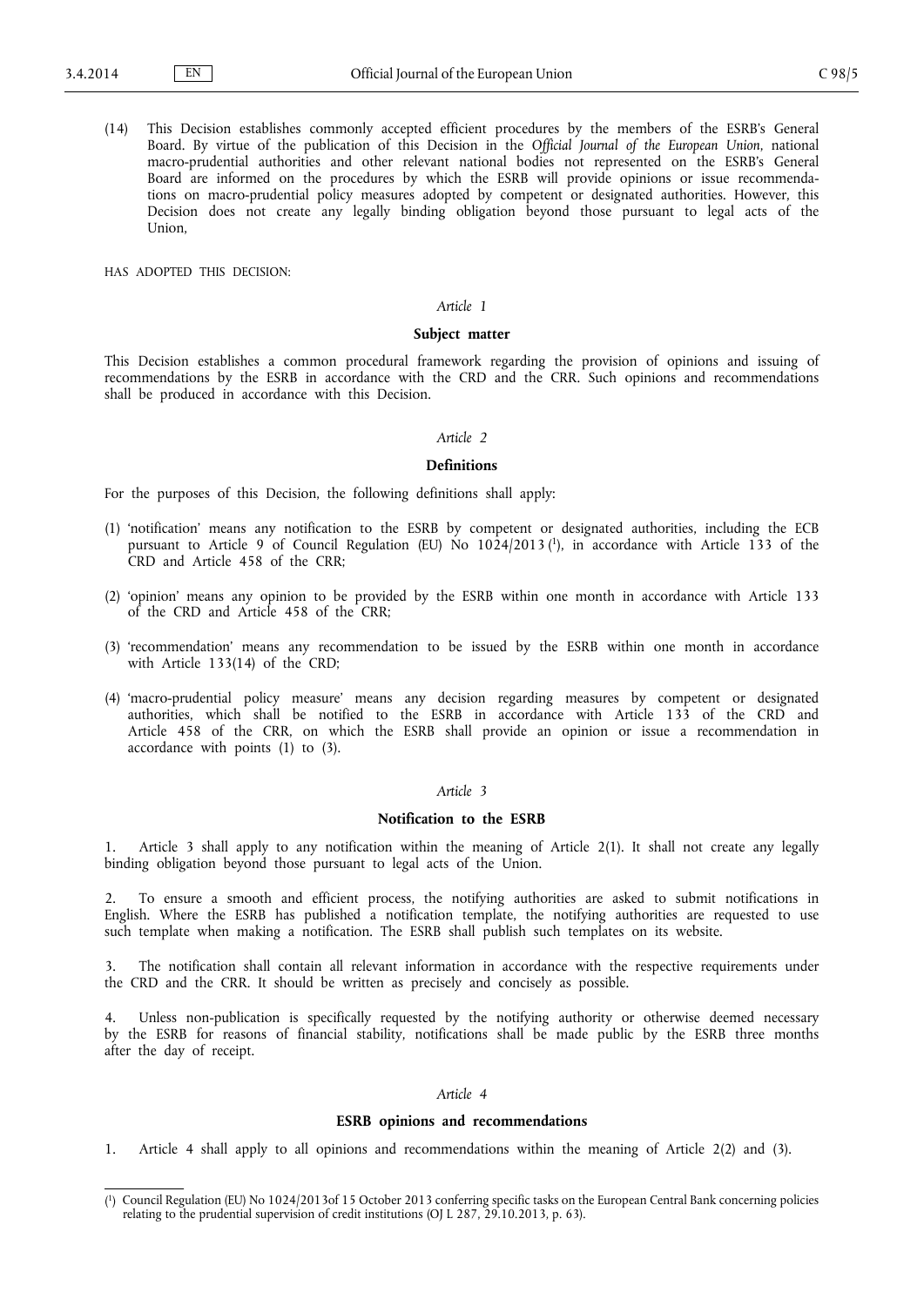(14) This Decision establishes commonly accepted efficient procedures by the members of the ESRB's General Board. By virtue of the publication of this Decision in the *Official Journal of the European Union*, national macro-prudential authorities and other relevant national bodies not represented on the ESRB's General Board are informed on the procedures by which the ESRB will provide opinions or issue recommendations on macro-prudential policy measures adopted by competent or designated authorities. However, this Decision does not create any legally binding obligation beyond those pursuant to legal acts of the Union,

HAS ADOPTED THIS DECISION:

*Article 1*

**Subject matter**

This Decision establishes a common procedural framework regarding the provision of opinions and issuing of recommendations by the ESRB in accordance with the CRD and the CRR. Such opinions and recommendations shall be produced in accordance with this Decision.

*Article 2*

**Definitions**

For the purposes of this Decision, the following definitions shall apply:

(1) 'notification' means any notification to the ESRB by competent or designated authorities, including the ECB pursuant to Article 9 of Council Regulation (EU) No 1024/2013 [1], in accordance with Article 133 of the CRD and Article 458 of the CRR;

(2) 'opinion' means any opinion to be provided by the ESRB within one month in accordance with Article 133 of the CRD and Article 458 of the CRR;

(3) 'recommendation' means any recommendation to be issued by the ESRB within one month in accordance with Article 133(14) of the CRD;

(4) 'macro-prudential policy measure' means any decision regarding measures by competent or designated authorities, which shall be notified to the ESRB in accordance with Article 133 of the CRD and Article 458 of the CRR, on which the ESRB shall provide an opinion or issue a recommendation in accordance with points (1) to (3).

*Article 3*

**Notification to the ESRB**

1. Article 3 shall apply to any notification within the meaning of Article 2(1). It shall not create any legally binding obligation beyond those pursuant to legal acts of the Union.

2. To ensure a smooth and efficient process, the notifying authorities are asked to submit notifications in English. Where the ESRB has published a notification template, the notifying authorities are requested to use such template when making a notification. The ESRB shall publish such templates on its website.

3. The notification shall contain all relevant information in accordance with the respective requirements under the CRD and the CRR. It should be written as precisely and concisely as possible.

4. Unless non-publication is specifically requested by the notifying authority or otherwise deemed necessary by the ESRB for reasons of financial stability, notifications shall be made public by the ESRB three months after the day of receipt.

*Article 4*

**ESRB opinions and recommendations**

1. Article 4 shall apply to all opinions and recommendations within the meaning of Article 2(2) and (3).

---

[1] Council Regulation (EU) No 1024/2013of 15 October 2013 conferring specific tasks on the European Central Bank concerning policies relating to the prudential supervision of credit institutions (OJ L 287, 29.10.2013, p. 63).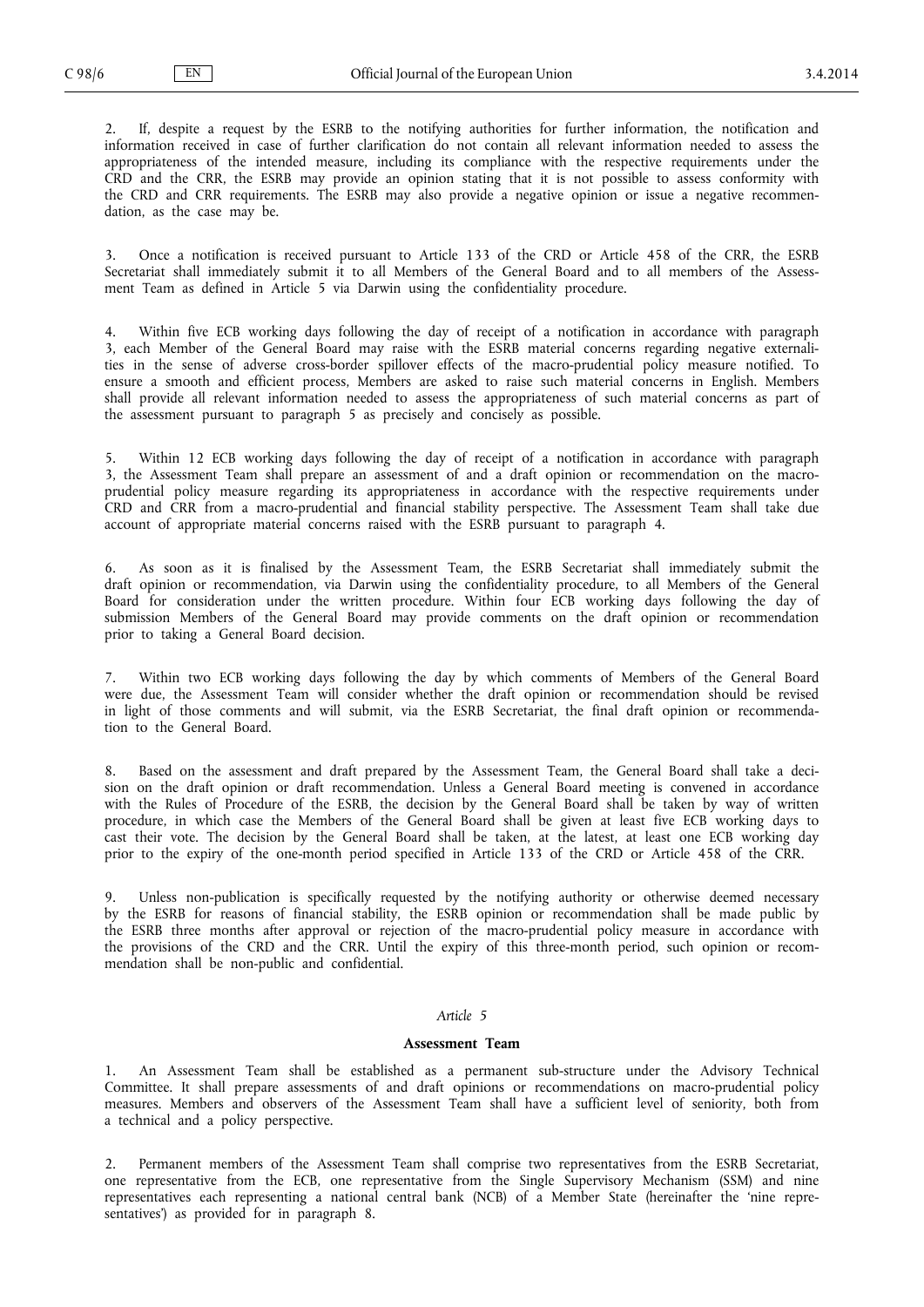2. If, despite a request by the ESRB to the notifying authorities for further information, the notification and information received in case of further clarification do not contain all relevant information needed to assess the appropriateness of the intended measure, including its compliance with the respective requirements under the CRD and the CRR, the ESRB may provide an opinion stating that it is not possible to assess conformity with the CRD and CRR requirements. The ESRB may also provide a negative opinion or issue a negative recommendation, as the case may be.

3. Once a notification is received pursuant to Article 133 of the CRD or Article 458 of the CRR, the ESRB Secretariat shall immediately submit it to all Members of the General Board and to all members of the Assessment Team as defined in Article 5 via Darwin using the confidentiality procedure.

4. Within five ECB working days following the day of receipt of a notification in accordance with paragraph 3, each Member of the General Board may raise with the ESRB material concerns regarding negative externalities in the sense of adverse cross-border spillover effects of the macro-prudential policy measure notified. To ensure a smooth and efficient process, Members are asked to raise such material concerns in English. Members shall provide all relevant information needed to assess the appropriateness of such material concerns as part of the assessment pursuant to paragraph 5 as precisely and concisely as possible.

5. Within 12 ECB working days following the day of receipt of a notification in accordance with paragraph 3, the Assessment Team shall prepare an assessment of and a draft opinion or recommendation on the macro-prudential policy measure regarding its appropriateness in accordance with the respective requirements under CRD and CRR from a macro-prudential and financial stability perspective. The Assessment Team shall take due account of appropriate material concerns raised with the ESRB pursuant to paragraph 4.

6. As soon as it is finalised by the Assessment Team, the ESRB Secretariat shall immediately submit the draft opinion or recommendation, via Darwin using the confidentiality procedure, to all Members of the General Board for consideration under the written procedure. Within four ECB working days following the day of submission Members of the General Board may provide comments on the draft opinion or recommendation prior to taking a General Board decision.

7. Within two ECB working days following the day by which comments of Members of the General Board were due, the Assessment Team will consider whether the draft opinion or recommendation should be revised in light of those comments and will submit, via the ESRB Secretariat, the final draft opinion or recommendation to the General Board.

8. Based on the assessment and draft prepared by the Assessment Team, the General Board shall take a decision on the draft opinion or draft recommendation. Unless a General Board meeting is convened in accordance with the Rules of Procedure of the ESRB, the decision by the General Board shall be taken by way of written procedure, in which case the Members of the General Board shall be given at least five ECB working days to cast their vote. The decision by the General Board shall be taken, at the latest, at least one ECB working day prior to the expiry of the one-month period specified in Article 133 of the CRD or Article 458 of the CRR.

9. Unless non-publication is specifically requested by the notifying authority or otherwise deemed necessary by the ESRB for reasons of financial stability, the ESRB opinion or recommendation shall be made public by the ESRB three months after approval or rejection of the macro-prudential policy measure in accordance with the provisions of the CRD and the CRR. Until the expiry of this three-month period, such opinion or recommendation shall be non-public and confidential.

*Article 5*

**Assessment Team**

1. An Assessment Team shall be established as a permanent sub-structure under the Advisory Technical Committee. It shall prepare assessments of and draft opinions or recommendations on macro-prudential policy measures. Members and observers of the Assessment Team shall have a sufficient level of seniority, both from a technical and a policy perspective.

2. Permanent members of the Assessment Team shall comprise two representatives from the ESRB Secretariat, one representative from the ECB, one representative from the Single Supervisory Mechanism (SSM) and nine representatives each representing a national central bank (NCB) of a Member State (hereinafter the 'nine representatives') as provided for in paragraph 8.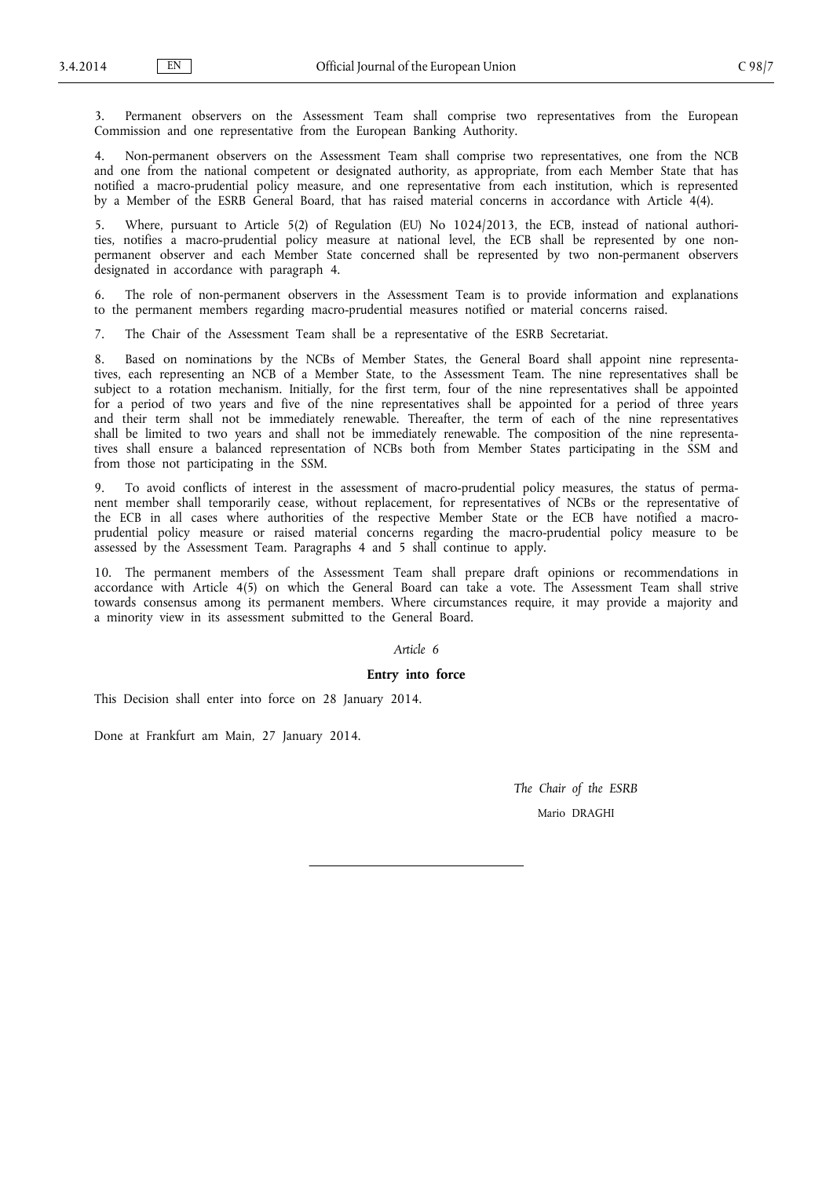3. Permanent observers on the Assessment Team shall comprise two representatives from the European Commission and one representative from the European Banking Authority.

4. Non-permanent observers on the Assessment Team shall comprise two representatives, one from the NCB and one from the national competent or designated authority, as appropriate, from each Member State that has notified a macro-prudential policy measure, and one representative from each institution, which is represented by a Member of the ESRB General Board, that has raised material concerns in accordance with Article 4(4).

5. Where, pursuant to Article 5(2) of Regulation (EU) No 1024/2013, the ECB, instead of national authorities, notifies a macro-prudential policy measure at national level, the ECB shall be represented by one non-permanent observer and each Member State concerned shall be represented by two non-permanent observers designated in accordance with paragraph 4.

6. The role of non-permanent observers in the Assessment Team is to provide information and explanations to the permanent members regarding macro-prudential measures notified or material concerns raised.

7. The Chair of the Assessment Team shall be a representative of the ESRB Secretariat.

8. Based on nominations by the NCBs of Member States, the General Board shall appoint nine representatives, each representing an NCB of a Member State, to the Assessment Team. The nine representatives shall be subject to a rotation mechanism. Initially, for the first term, four of the nine representatives shall be appointed for a period of two years and five of the nine representatives shall be appointed for a period of three years and their term shall not be immediately renewable. Thereafter, the term of each of the nine representatives shall be limited to two years and shall not be immediately renewable. The composition of the nine representatives shall ensure a balanced representation of NCBs both from Member States participating in the SSM and from those not participating in the SSM.

9. To avoid conflicts of interest in the assessment of macro-prudential policy measures, the status of permanent member shall temporarily cease, without replacement, for representatives of NCBs or the representative of the ECB in all cases where authorities of the respective Member State or the ECB have notified a macro-prudential policy measure or raised material concerns regarding the macro-prudential policy measure to be assessed by the Assessment Team. Paragraphs 4 and 5 shall continue to apply.

10. The permanent members of the Assessment Team shall prepare draft opinions or recommendations in accordance with Article 4(5) on which the General Board can take a vote. The Assessment Team shall strive towards consensus among its permanent members. Where circumstances require, it may provide a majority and a minority view in its assessment submitted to the General Board.

*Article 6*

**Entry into force**

This Decision shall enter into force on 28 January 2014.

Done at Frankfurt am Main, 27 January 2014.

*The Chair of the ESRB*

Mario DRAGHI